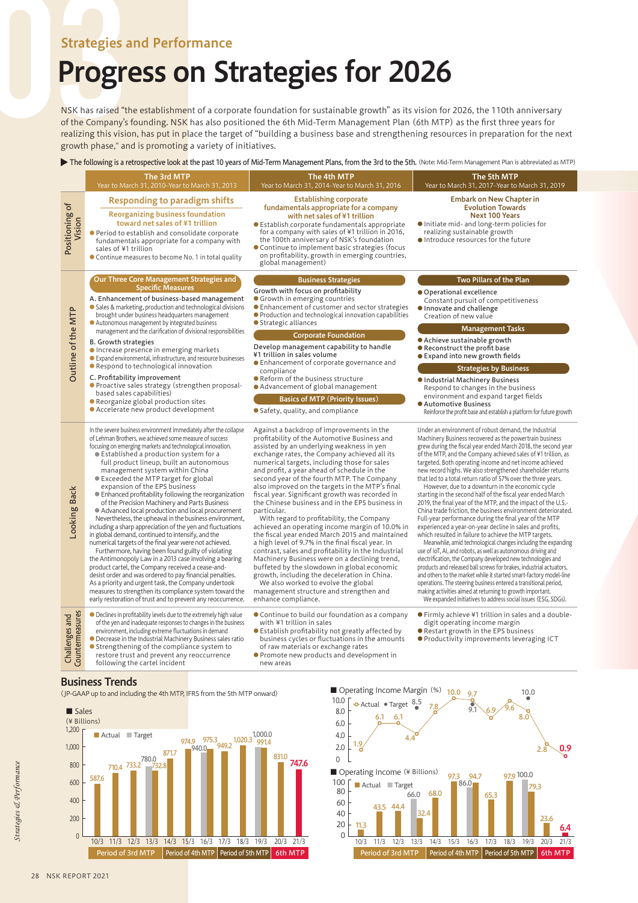Strategies and Performance

# Progress on Strategies for 2026

NSK has raised "the establishment of a corporate foundation for sustainable growth" as its vision for 2026, the 110th anniversary of the Company's founding. NSK has also positioned the 6th Mid-Term Management Plan (6th MTP) as the first three years for realizing this vision, has put in place the target of "building a business base and strengthening resources in preparation for the next growth phase," and is promoting a variety of initiatives.

▶ The following is a retrospective look at the past 10 years of Mid-Term Management Plans, from the 3rd to the 5th. (Note: Mid-Term Management Plan is abbreviated as MTP)

| | The 3rd MTP<br>Year to March 31, 2010–Year to March 31, 2013 | The 4th MTP<br>Year to March 31, 2014–Year to March 31, 2016 | The 5th MTP<br>Year to March 31, 2017–Year to March 31, 2019 |
|---|---|---|---|
| Positioning of Vision | **Responding to paradigm shifts**<br>**Reorganizing business foundation toward net sales of ¥1 trillion**<br>● Period to establish and consolidate corporate fundamentals appropriate for a company with sales of ¥1 trillion<br>● Continue measures to become No. 1 in total quality | **Establishing corporate fundamentals appropriate for a company with net sales of ¥1 trillion**<br>● Establish corporate fundamentals appropriate for a company with sales of ¥1 trillion in 2016, the 100th anniversary of NSK's foundation<br>● Continue to implement basic strategies (focus on profitability, growth in emerging countries, global management) | **Embark on New Chapter in Evolution Towards Next 100 Years**<br>● Initiate mid- and long-term policies for realizing sustainable growth<br>● Introduce resources for the future |
| Outline of the MTP | **Our Three Core Management Strategies and Specific Measures**<br>A. Enhancement of business-based management<br>● Sales & marketing, production and technological divisions brought under business headquarters management<br>● Autonomous management by integrated business management and the clarification of divisional responsibilities<br>B. Growth strategies<br>● Increase presence in emerging markets<br>● Expand environmental, infrastructure, and resource businesses<br>● Respond to technological innovation<br>C. Profitability improvement<br>● Proactive sales strategy (strengthen proposal-based sales capabilities)<br>● Reorganize global production sites<br>● Accelerate new product development | **Business Strategies**<br>Growth with focus on profitability<br>● Growth in emerging countries<br>● Enhancement of customer and sector strategies<br>● Production and technological innovation capabilities<br>● Strategic alliances<br>**Corporate Foundation**<br>Develop management capability to handle ¥1 trillion in sales volume<br>● Enhancement of corporate governance and compliance<br>● Reform of the business structure<br>● Advancement of global management<br>**Basics of MTP (Priority Issues)**<br>● Safety, quality, and compliance | **Two Pillars of the Plan**<br>● Operational excellence<br>Constant pursuit of competitiveness<br>● Innovate and challenge<br>Creation of new value<br>**Management Tasks**<br>● Achieve sustainable growth<br>● Reconstruct the profit base<br>● Expand into new growth fields<br>**Strategies by Business**<br>● Industrial Machinery Business<br>Respond to changes in the business environment and expand target fields<br>● Automotive Business<br>Reinforce the profit base and establish a platform for future growth |
| Looking Back | In the severe business environment immediately after the collapse of Lehman Brothers, we achieved some measure of success focusing on emerging markets and technological innovation.<br>● Established a production system for a full product lineup, built an autonomous management system within China<br>● Exceeded the MTP target for global expansion of the EPS business<br>● Enhanced profitability following the reorganization of the Precision Machinery and Parts Business<br>● Advanced local production and local procurement<br>Nevertheless, the upheaval in the business environment, including a sharp appreciation of the yen and fluctuations in global demand, continued to intensify, and the numerical targets of the final year were not achieved.<br>Furthermore, having been found guilty of violating the Antimonopoly Law in a 2013 case involving a bearing product cartel, the Company received a cease-and-desist order and was ordered to pay financial penalties. As a priority and urgent task, the Company undertook measures to strengthen its compliance system toward the early restoration of trust and to prevent any reoccurrence. | Against a backdrop of improvements in the profitability of the Automotive Business and assisted by an underlying weakness in yen exchange rates, the Company achieved all its numerical targets, including those for sales and profit, a year ahead of schedule in the second year of the fourth MTP. The Company also improved on the targets in the MTP's final fiscal year. Significant growth was recorded in the Chinese business and in the EPS business in particular.<br>With regard to profitability, the Company achieved an operating income margin of 10.0% in the fiscal year ended March 2015 and maintained a high level of 9.7% in the final fiscal year. In contrast, sales and profitability in the Industrial Machinery Business were on a declining trend, buffeted by the slowdown in global economic growth, including the deceleration in China.<br>We also worked to evolve the global management structure and strengthen and enhance compliance. | Under an environment of robust demand, the Industrial Machinery Business recovered as the powertrain business grew during the fiscal year ended March 2018, the second year of the MTP, and the Company achieved sales of ¥1 trillion, as targeted. Both operating income and net income achieved new record highs. We also strengthened shareholder returns that led to a total return ratio of 57% over the three years.<br>However, due to a downturn in the economic cycle starting in the second half of the fiscal year ended March 2019, the final year of the MTP, and the impact of the U.S.-China trade friction, the business environment deteriorated. Full-year performance during the final year of the MTP experienced a year-on-year decline in sales and profits, which resulted in failure to achieve the MTP targets.<br>Meanwhile, amid technological changes including the expanding use of IoT, AI, and robots, as well as autonomous driving and electrification, the Company developed new technologies and products and released ball screws for brakes, industrial actuators, and others to the market while it started smart-factory model-line operations. The steering business entered a transitional period, making activities aimed at returning to growth important.<br>We expanded initiatives to address social issues (ESG, SDGs). |
| Challenges and Countermeasures | ● Declines in profitability levels due to the extremely high value of the yen and inadequate responses to changes in the business environment, including extreme fluctuations in demand<br>● Decrease in the Industrial Machinery Business sales ratio<br>● Strengthening of the compliance system to restore trust and prevent any reoccurrence following the cartel incident | ● Continue to build our foundation as a company with ¥1 trillion in sales<br>● Establish profitability not greatly affected by business cycles or fluctuations in the amounts of raw materials or exchange rates<br>● Promote new products and development in new areas | ● Firmly achieve ¥1 trillion in sales and a double-digit operating income margin<br>● Restart growth in the EPS business<br>● Productivity improvements leveraging ICT |

## Business Trends

(JP-GAAP up to and including the 4th MTP, IFRS from the 5th MTP onward)

**■ Sales** (¥ Billions)

| Fiscal year | Period | Actual | Target |
|---|---|---|---|
| 10/3 | Period of 3rd MTP | 587.6 | |
| 11/3 | Period of 3rd MTP | 710.4 | |
| 12/3 | Period of 3rd MTP | 733.2 | |
| 13/3 | Period of 3rd MTP | 732.8 | 780.0 |
| 14/3 | Period of 4th MTP | 871.7 | |
| 15/3 | Period of 4th MTP | 974.9 | |
| 16/3 | Period of 4th MTP | 975.3 | 940.0 |
| 17/3 | Period of 5th MTP | 949.2 | |
| 18/3 | Period of 5th MTP | 1,020.3 | |
| 19/3 | Period of 5th MTP | 991.4 | 1,000.0 |
| 20/3 | 6th MTP | 831.0 | |
| 21/3 | 6th MTP | 747.6 | |

**■ Operating Income Margin** (%)

| Fiscal year | Actual | Target |
|---|---|---|
| 10/3 | 1.9 | |
| 11/3 | 6.1 | |
| 12/3 | 6.1 | |
| 13/3 | 4.4 | 8.5 |
| 14/3 | 7.8 | |
| 15/3 | 10.0 | |
| 16/3 | 9.7 | 9.1 |
| 17/3 | 6.9 | |
| 18/3 | 9.6 | |
| 19/3 | 8.0 | 10.0 |
| 20/3 | 2.8 | |
| 21/3 | 0.9 | |

**■ Operating Income** (¥ Billions)

| Fiscal year | Period | Actual | Target |
|---|---|---|---|
| 10/3 | Period of 3rd MTP | 11.3 | |
| 11/3 | Period of 3rd MTP | 43.5 | |
| 12/3 | Period of 3rd MTP | 44.4 | |
| 13/3 | Period of 3rd MTP | 32.4 | 66.0 |
| 14/3 | Period of 4th MTP | 68.0 | |
| 15/3 | Period of 4th MTP | 97.3 | |
| 16/3 | Period of 4th MTP | 94.7 | 86.0 |
| 17/3 | Period of 5th MTP | 65.3 | |
| 18/3 | Period of 5th MTP | 97.9 | |
| 19/3 | Period of 5th MTP | 79.3 | 100.0 |
| 20/3 | 6th MTP | 23.6 | |
| 21/3 | 6th MTP | 6.4 | |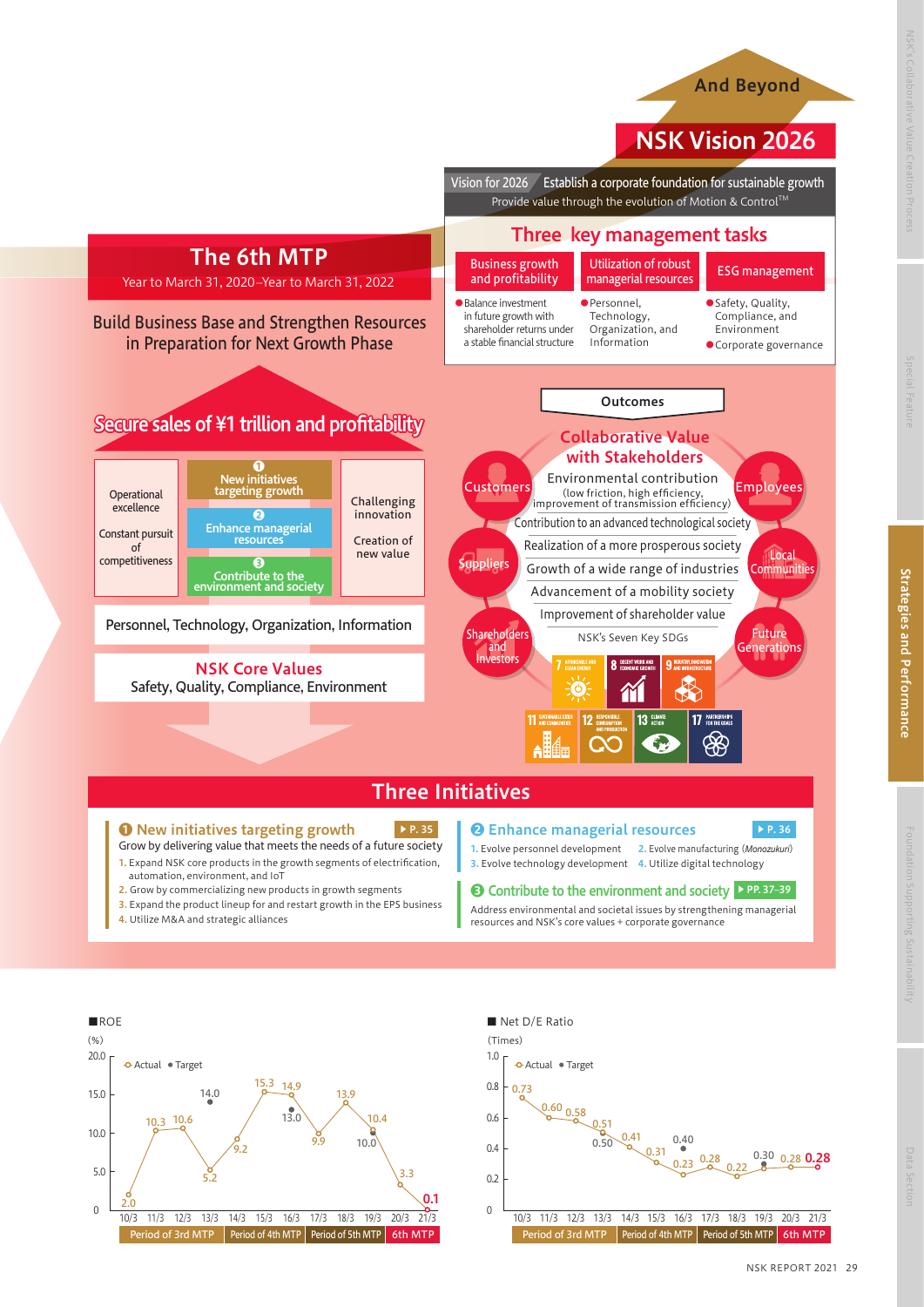And Beyond

# NSK Vision 2026

Vision for 2026 — Establish a corporate foundation for sustainable growth

Provide value through the evolution of Motion & Control™

## Three key management tasks

**Business growth and profitability**
- Balance investment in future growth with shareholder returns under a stable financial structure

**Utilization of robust managerial resources**
- Personnel, Technology, Organization, and Information

**ESG management**
- Safety, Quality, Compliance, and Environment
- Corporate governance

## The 6th MTP

Year to March 31, 2020–Year to March 31, 2022

### Build Business Base and Strengthen Resources in Preparation for Next Growth Phase

**Secure sales of ¥1 trillion and profitability**

| | | |
|---|---|---|
| Operational excellence<br><br>Constant pursuit of competitiveness | ❶ New initiatives targeting growth<br>❷ Enhance managerial resources<br>❸ Contribute to the environment and society | Challenging innovation<br><br>Creation of new value |

Personnel, Technology, Organization, Information

**NSK Core Values**
Safety, Quality, Compliance, Environment

## Outcomes

**Collaborative Value with Stakeholders**

Customers, Employees, Suppliers, Local Communities, Shareholders and Investors, Future Generations

- Environmental contribution (low friction, high efficiency, improvement of transmission efficiency)
- Contribution to an advanced technological society
- Realization of a more prosperous society
- Growth of a wide range of industries
- Advancement of a mobility society
- Improvement of shareholder value

NSK's Seven Key SDGs

7 AFFORDABLE AND CLEAN ENERGY
8 DECENT WORK AND ECONOMIC GROWTH
9 INDUSTRY, INNOVATION AND INFRASTRUCTURE
11 SUSTAINABLE CITIES AND COMMUNITIES
12 RESPONSIBLE CONSUMPTION AND PRODUCTION
13 CLIMATE ACTION
17 PARTNERSHIPS FOR THE GOALS

## Three Initiatives

### ❶ New initiatives targeting growth ▶ P. 35

Grow by delivering value that meets the needs of a future society

1. Expand NSK core products in the growth segments of electrification, automation, environment, and IoT
2. Grow by commercializing new products in growth segments
3. Expand the product lineup for and restart growth in the EPS business
4. Utilize M&A and strategic alliances

### ❷ Enhance managerial resources ▶ P. 36

1. Evolve personnel development
2. Evolve manufacturing (*Monozukuri*)
3. Evolve technology development
4. Utilize digital technology

### ❸ Contribute to the environment and society ▶ PP. 37-39

Address environmental and societal issues by strengthening managerial resources and NSK's core values + corporate governance

■ROE

(%)

Actual ● Target

20.0, 15.0, 10.0, 5.0, 0

2.0, 10.3, 10.6, 5.2, 14.0, 9.2, 15.3, 14.9, 13.0, 9.9, 13.9, 10.4, 10.0, 3.3, 0.1

10/3 11/3 12/3 13/3 14/3 15/3 16/3 17/3 18/3 19/3 20/3 21/3

Period of 3rd MTP | Period of 4th MTP | Period of 5th MTP | 6th MTP

■ Net D/E Ratio

(Times)

Actual ● Target

1.0, 0.8, 0.6, 0.4, 0.2, 0

0.73, 0.60, 0.58, 0.51, 0.50, 0.41, 0.31, 0.40, 0.23, 0.28, 0.22, 0.30, 0.28, 0.28

10/3 11/3 12/3 13/3 14/3 15/3 16/3 17/3 18/3 19/3 20/3 21/3

Period of 3rd MTP | Period of 4th MTP | Period of 5th MTP | 6th MTP